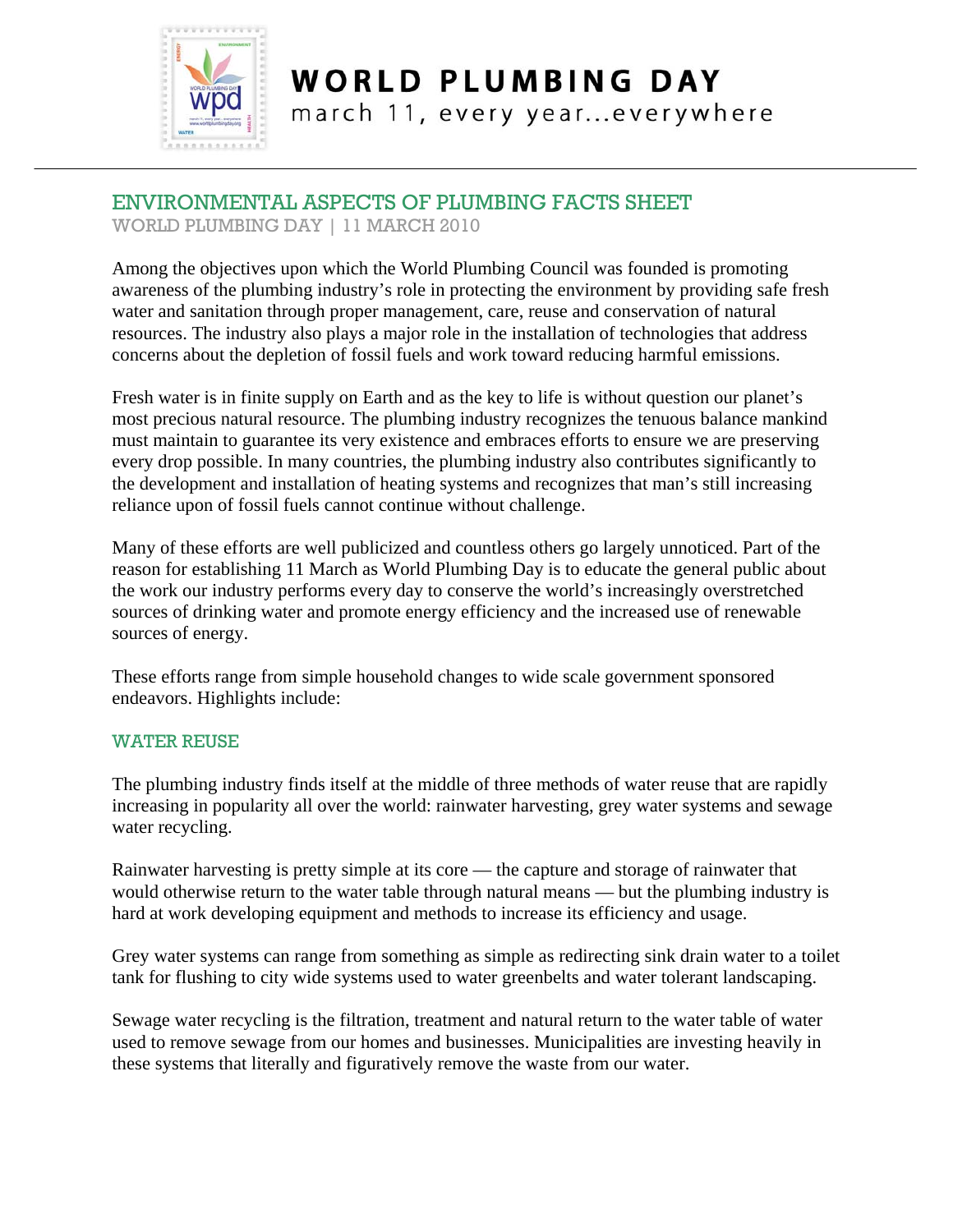# WORLD PLUMBING DAY

march 11, every year...everywhere

## ENVIRONMENTAL ASPECTS OF PLUMBING FACTS SHEET

WORLD PLUMBING DAY | 11 MARCH 2010

Among the objectives upon which the World Plumbing Council was founded is promoting awareness of the plumbing industry's role in protecting the environment by providing safe fresh water and sanitation through proper management, care, reuse and conservation of natural resources. The industry also plays a major role in the installation of technologies that address concerns about the depletion of fossil fuels and work toward reducing harmful emissions.

Fresh water is in finite supply on Earth and as the key to life is without question our planet's most precious natural resource. The plumbing industry recognizes the tenuous balance mankind must maintain to guarantee its very existence and embraces efforts to ensure we are preserving every drop possible. In many countries, the plumbing industry also contributes significantly to the development and installation of heating systems and recognizes that man's still increasing reliance upon of fossil fuels cannot continue without challenge.

Many of these efforts are well publicized and countless others go largely unnoticed. Part of the reason for establishing 11 March as World Plumbing Day is to educate the general public about the work our industry performs every day to conserve the world's increasingly overstretched sources of drinking water and promote energy efficiency and the increased use of renewable sources of energy.

These efforts range from simple household changes to wide scale government sponsored endeavors. Highlights include:

### WATER REUSE

The plumbing industry finds itself at the middle of three methods of water reuse that are rapidly increasing in popularity all over the world: rainwater harvesting, grey water systems and sewage water recycling.

Rainwater harvesting is pretty simple at its core — the capture and storage of rainwater that would otherwise return to the water table through natural means — but the plumbing industry is hard at work developing equipment and methods to increase its efficiency and usage.

Grey water systems can range from something as simple as redirecting sink drain water to a toilet tank for flushing to city wide systems used to water greenbelts and water tolerant landscaping.

Sewage water recycling is the filtration, treatment and natural return to the water table of water used to remove sewage from our homes and businesses. Municipalities are investing heavily in these systems that literally and figuratively remove the waste from our water.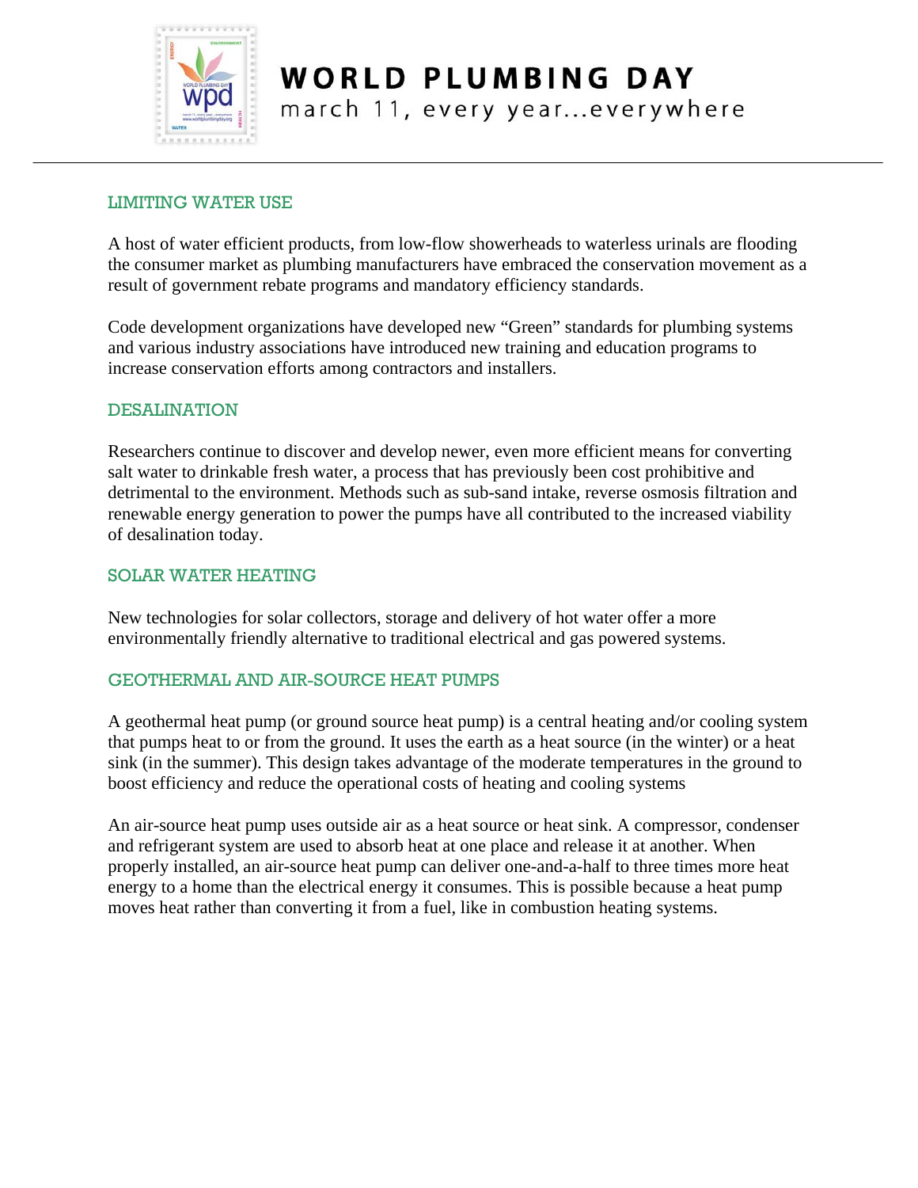## LIMITING WATER USE

A host of water efficient products, from low-flow showerheads to waterless urinals are flooding the consumer market as plumbing manufacturers have embraced the conservation movement as a result of government rebate programs and mandatory efficiency standards.

Code development organizations have developed new "Green" standards for plumbing systems and various industry associations have introduced new training and education programs to increase conservation efforts among contractors and installers.

## DESALINATION

Researchers continue to discover and develop newer, even more efficient means for converting salt water to drinkable fresh water, a process that has previously been cost prohibitive and detrimental to the environment. Methods such as sub-sand intake, reverse osmosis filtration and renewable energy generation to power the pumps have all contributed to the increased viability of desalination today.

## SOLAR WATER HEATING

New technologies for solar collectors, storage and delivery of hot water offer a more environmentally friendly alternative to traditional electrical and gas powered systems.

## GEOTHERMAL AND AIR-SOURCE HEAT PUMPS

A geothermal heat pump (or ground source heat pump) is a central heating and/or cooling system that pumps heat to or from the ground. It uses the earth as a heat source (in the winter) or a heat sink (in the summer). This design takes advantage of the moderate temperatures in the ground to boost efficiency and reduce the operational costs of heating and cooling systems

An air-source heat pump uses outside air as a heat source or heat sink. A compressor, condenser and refrigerant system are used to absorb heat at one place and release it at another. When properly installed, an air-source heat pump can deliver one-and-a-half to three times more heat energy to a home than the electrical energy it consumes. This is possible because a heat pump moves heat rather than converting it from a fuel, like in combustion heating systems.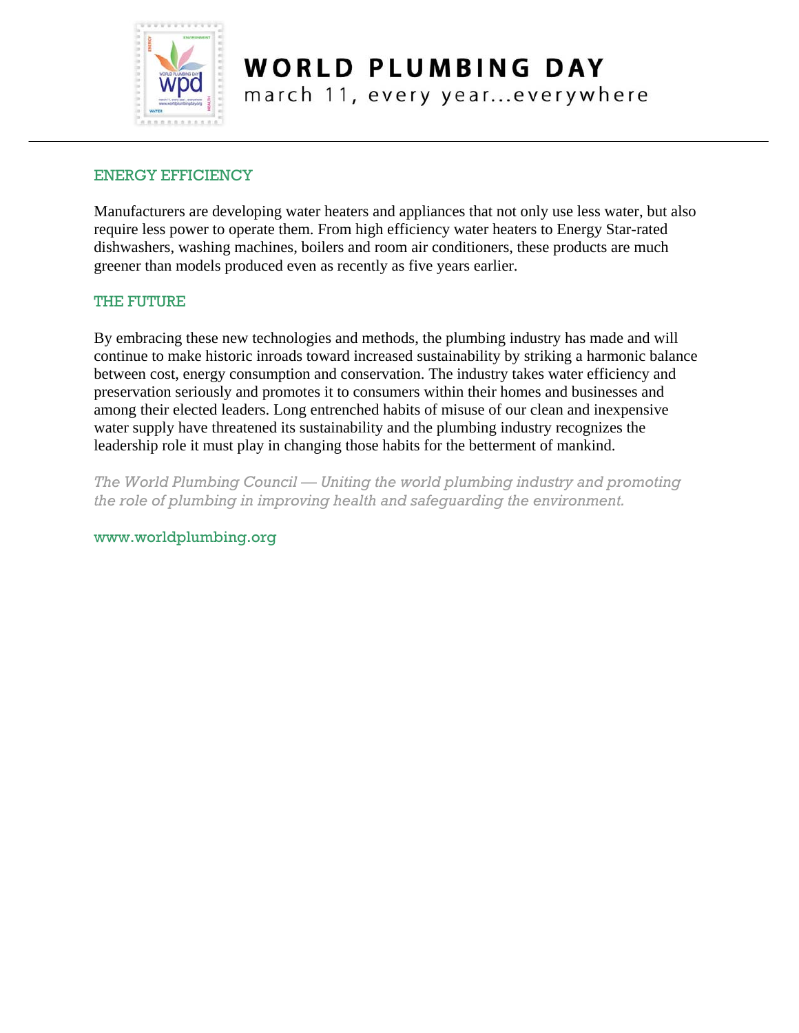## ENERGY EFFICIENCY

Manufacturers are developing water heaters and appliances that not only use less water, but also require less power to operate them. From high efficiency water heaters to Energy Star-rated dishwashers, washing machines, boilers and room air conditioners, these products are much greener than models produced even as recently as five years earlier.

## THE FUTURE

By embracing these new technologies and methods, the plumbing industry has made and will continue to make historic inroads toward increased sustainability by striking a harmonic balance between cost, energy consumption and conservation. The industry takes water efficiency and preservation seriously and promotes it to consumers within their homes and businesses and among their elected leaders. Long entrenched habits of misuse of our clean and inexpensive water supply have threatened its sustainability and the plumbing industry recognizes the leadership role it must play in changing those habits for the betterment of mankind.

*The World Plumbing Council — Uniting the world plumbing industry and promoting the role of plumbing in improving health and safeguarding the environment.*

www.worldplumbing.org